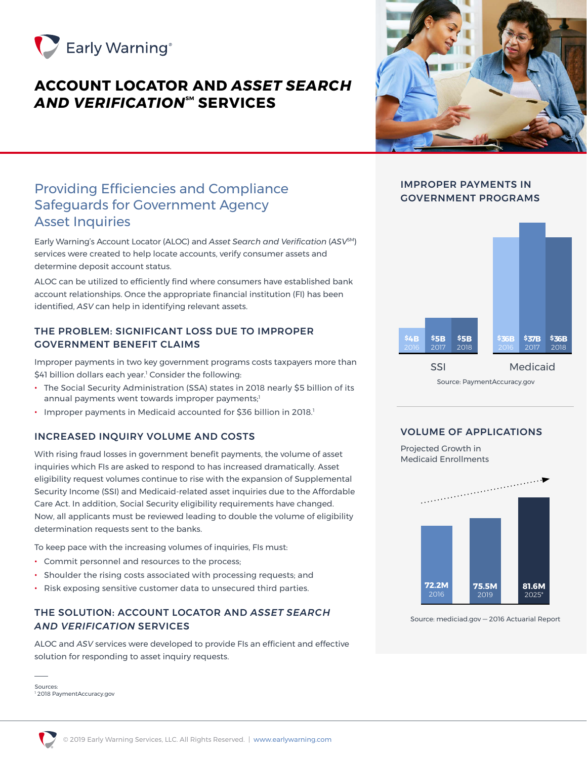# ACCOUNT LOCATOR AND *ASSET SEARCH AND VERIFICATION*℠ SERVICES

## Providing Efficiencies and Compliance Safeguards for Government Agency Asset Inquiries

Early Warning's Account Locator (ALOC) and *Asset Search and Verification* (*ASV*℠) services were created to help locate accounts, verify consumer assets and determine deposit account status.

ALOC can be utilized to efficiently find where consumers have established bank account relationships. Once the appropriate financial institution (FI) has been identified, *ASV* can help in identifying relevant assets.

### THE PROBLEM: SIGNIFICANT LOSS DUE TO IMPROPER GOVERNMENT BENEFIT CLAIMS

Improper payments in two key government programs costs taxpayers more than $41 billion dollars each year.[1] Consider the following:

- The Social Security Administration (SSA) states in 2018 nearly $5 billion of its annual payments went towards improper payments;[1]
- Improper payments in Medicaid accounted for $36 billion in 2018.[1]

### INCREASED INQUIRY VOLUME AND COSTS

With rising fraud losses in government benefit payments, the volume of asset inquiries which FIs are asked to respond to has increased dramatically. Asset eligibility request volumes continue to rise with the expansion of Supplemental Security Income (SSI) and Medicaid-related asset inquiries due to the Affordable Care Act. In addition, Social Security eligibility requirements have changed. Now, all applicants must be reviewed leading to double the volume of eligibility determination requests sent to the banks.

To keep pace with the increasing volumes of inquiries, FIs must:

- Commit personnel and resources to the process;
- Shoulder the rising costs associated with processing requests; and
- Risk exposing sensitive customer data to unsecured third parties.

### THE SOLUTION: ACCOUNT LOCATOR AND *ASSET SEARCH AND VERIFICATION* SERVICES

ALOC and *ASV* services were developed to provide FIs an efficient and effective solution for responding to asset inquiry requests.

Sources:
[1] 2018 PaymentAccuracy.gov

### IMPROPER PAYMENTS IN GOVERNMENT PROGRAMS

| Program | 2016 | 2017 | 2018 |
|---|---|---|---|
| SSI | $4B | $5B | $5B |
| Medicaid | $36B | $37B | $36B |

Source: PaymentAccuracy.gov

### VOLUME OF APPLICATIONS

Projected Growth in Medicaid Enrollments

| 2016 | 2019 | 2025* |
|---|---|---|
| 72.2M | 75.5M | 81.6M |

Source: mediciad.gov — 2016 Actuarial Report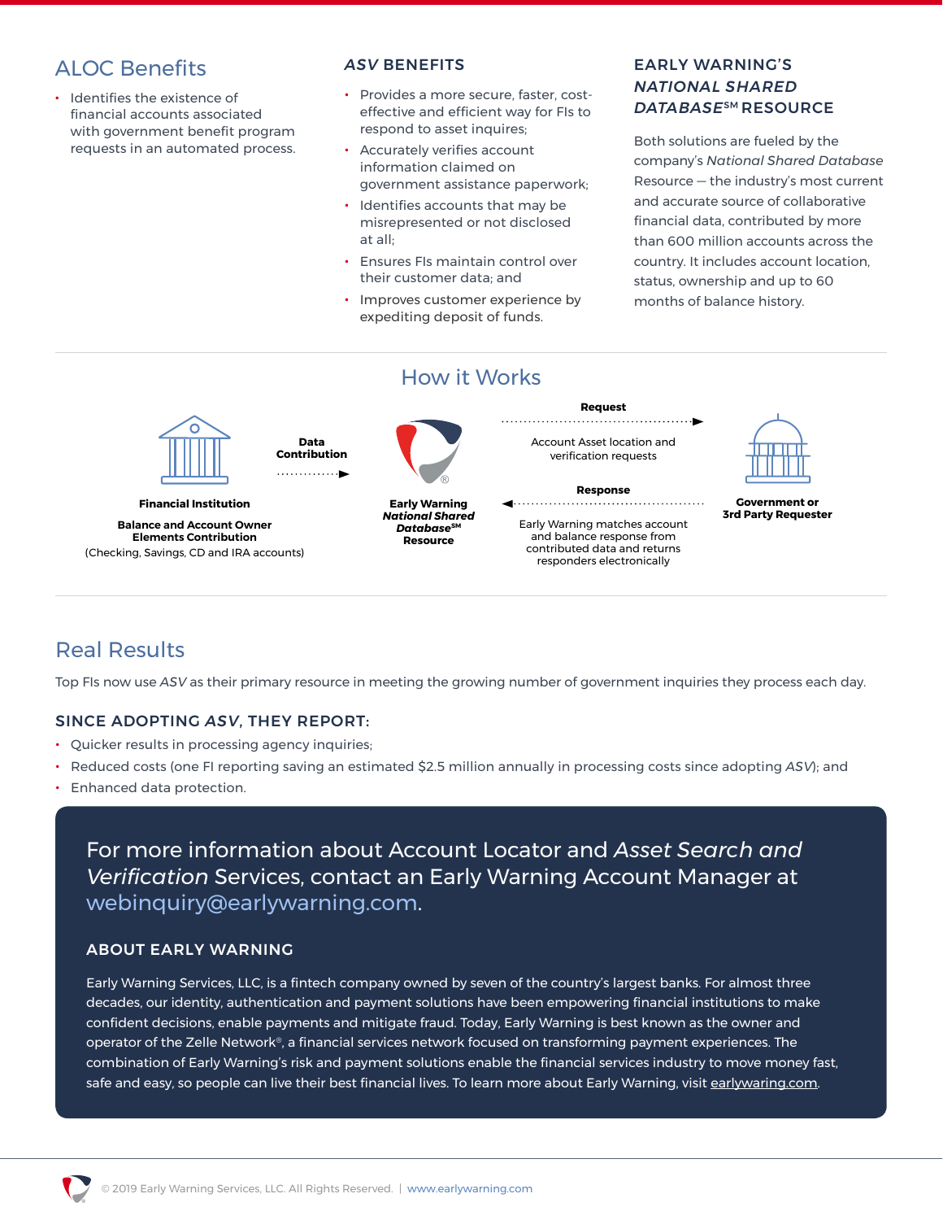## ALOC Benefits

- Identifies the existence of financial accounts associated with government benefit program requests in an automated process.

## *ASV* BENEFITS

- Provides a more secure, faster, cost-effective and efficient way for FIs to respond to asset inquires;
- Accurately verifies account information claimed on government assistance paperwork;
- Identifies accounts that may be misrepresented or not disclosed at all;
- Ensures FIs maintain control over their customer data; and
- Improves customer experience by expediting deposit of funds.

## EARLY WARNING'S *NATIONAL SHARED DATABASE*SM RESOURCE

Both solutions are fueled by the company's *National Shared Database* Resource — the industry's most current and accurate source of collaborative financial data, contributed by more than 600 million accounts across the country. It includes account location, status, ownership and up to 60 months of balance history.

## How it Works

**Financial Institution**

**Balance and Account Owner Elements Contribution**

(Checking, Savings, CD and IRA accounts)

**Data Contribution**

**Early Warning *National Shared Database*SM Resource**

**Request**

Account Asset location and verification requests

**Response**

Early Warning matches account and balance response from contributed data and returns responders electronically

**Government or 3rd Party Requester**

## Real Results

Top FIs now use *ASV* as their primary resource in meeting the growing number of government inquiries they process each day.

### SINCE ADOPTING *ASV*, THEY REPORT:

- Quicker results in processing agency inquiries;
- Reduced costs (one FI reporting saving an estimated $2.5 million annually in processing costs since adopting *ASV*); and
- Enhanced data protection.

For more information about Account Locator and *Asset Search and Verification* Services, contact an Early Warning Account Manager at webinquiry@earlywarning.com.

### ABOUT EARLY WARNING

Early Warning Services, LLC, is a fintech company owned by seven of the country's largest banks. For almost three decades, our identity, authentication and payment solutions have been empowering financial institutions to make confident decisions, enable payments and mitigate fraud. Today, Early Warning is best known as the owner and operator of the Zelle Network®, a financial services network focused on transforming payment experiences. The combination of Early Warning's risk and payment solutions enable the financial services industry to move money fast, safe and easy, so people can live their best financial lives. To learn more about Early Warning, visit earlywaring.com.

© 2019 Early Warning Services, LLC. All Rights Reserved. | www.earlywarning.com